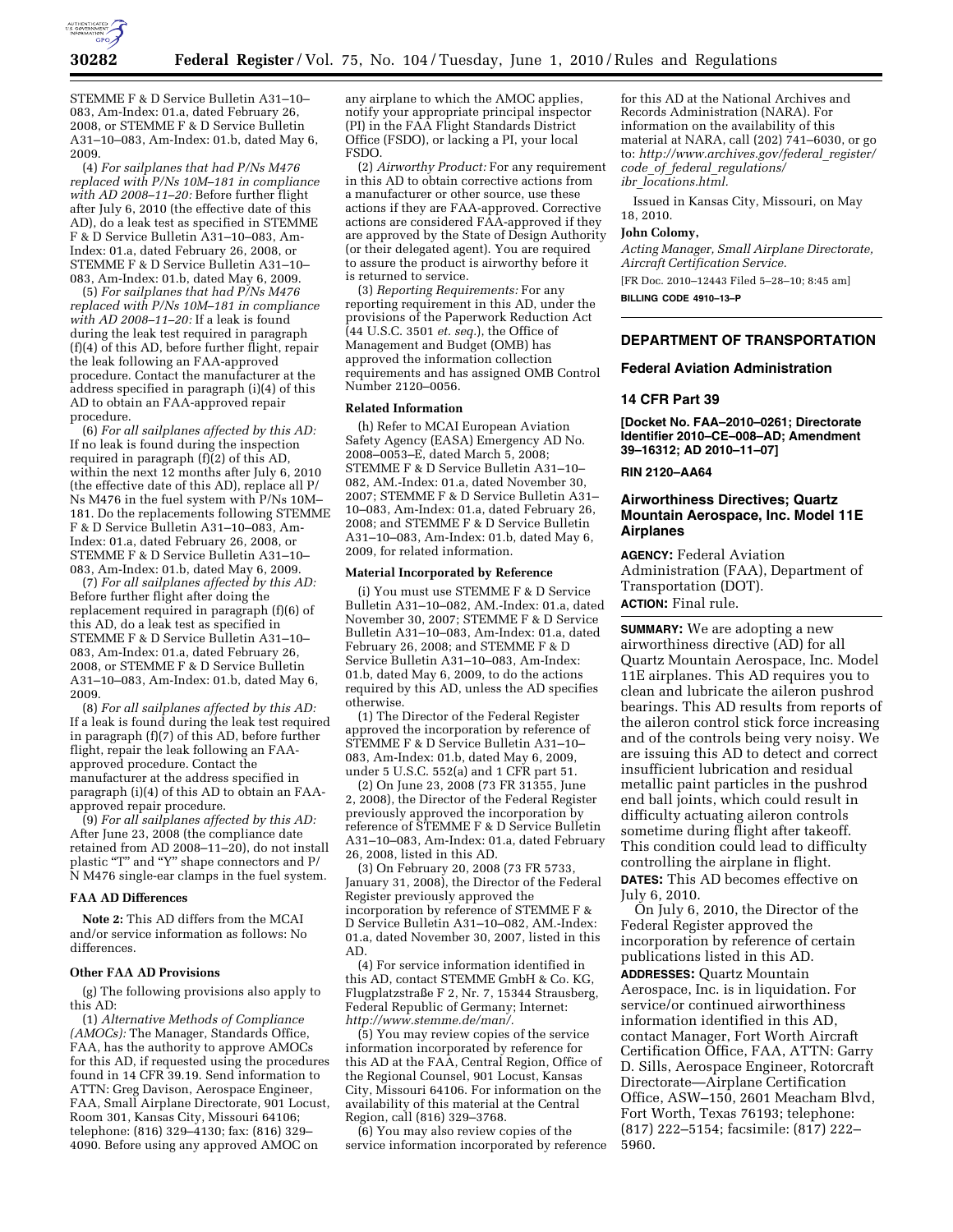STEMME F & D Service Bulletin A31–10–083, Am-Index: 01.a, dated February 26, 2008, or STEMME F & D Service Bulletin A31–10–083, Am-Index: 01.b, dated May 6, 2009.

(4) *For sailplanes that had P/Ns M476 replaced with P/Ns 10M–181 in compliance with AD 2008–11–20:* Before further flight after July 6, 2010 (the effective date of this AD), do a leak test as specified in STEMME F & D Service Bulletin A31–10–083, Am-Index: 01.a, dated February 26, 2008, or STEMME F & D Service Bulletin A31–10–083, Am-Index: 01.b, dated May 6, 2009.

(5) *For sailplanes that had P/Ns M476 replaced with P/Ns 10M–181 in compliance with AD 2008–11–20:* If a leak is found during the leak test required in paragraph (f)(4) of this AD, before further flight, repair the leak following an FAA-approved procedure. Contact the manufacturer at the address specified in paragraph (i)(4) of this AD to obtain an FAA-approved repair procedure.

(6) *For all sailplanes affected by this AD:* If no leak is found during the inspection required in paragraph (f)(2) of this AD, within the next 12 months after July 6, 2010 (the effective date of this AD), replace all P/Ns M476 in the fuel system with P/Ns 10M–181. Do the replacements following STEMME F & D Service Bulletin A31–10–083, Am-Index: 01.a, dated February 26, 2008, or STEMME F & D Service Bulletin A31–10–083, Am-Index: 01.b, dated May 6, 2009.

(7) *For all sailplanes affected by this AD:* Before further flight after doing the replacement required in paragraph (f)(6) of this AD, do a leak test as specified in STEMME F & D Service Bulletin A31–10–083, Am-Index: 01.a, dated February 26, 2008, or STEMME F & D Service Bulletin A31–10–083, Am-Index: 01.b, dated May 6, 2009.

(8) *For all sailplanes affected by this AD:* If a leak is found during the leak test required in paragraph (f)(7) of this AD, before further flight, repair the leak following an FAA-approved procedure. Contact the manufacturer at the address specified in paragraph (i)(4) of this AD to obtain an FAA-approved repair procedure.

(9) *For all sailplanes affected by this AD:* After June 23, 2008 (the compliance date retained from AD 2008–11–20), do not install plastic "T" and "Y" shape connectors and P/N M476 single-ear clamps in the fuel system.

**FAA AD Differences**

**Note 2:** This AD differs from the MCAI and/or service information as follows: No differences.

**Other FAA AD Provisions**

(g) The following provisions also apply to this AD:

(1) *Alternative Methods of Compliance (AMOCs):* The Manager, Standards Office, FAA, has the authority to approve AMOCs for this AD, if requested using the procedures found in 14 CFR 39.19. Send information to ATTN: Greg Davison, Aerospace Engineer, FAA, Small Airplane Directorate, 901 Locust, Room 301, Kansas City, Missouri 64106; telephone: (816) 329–4130; fax: (816) 329–4090. Before using any approved AMOC on any airplane to which the AMOC applies, notify your appropriate principal inspector (PI) in the FAA Flight Standards District Office (FSDO), or lacking a PI, your local FSDO.

(2) *Airworthy Product:* For any requirement in this AD to obtain corrective actions from a manufacturer or other source, use these actions if they are FAA-approved. Corrective actions are considered FAA-approved if they are approved by the State of Design Authority (or their delegated agent). You are required to assure the product is airworthy before it is returned to service.

(3) *Reporting Requirements:* For any reporting requirement in this AD, under the provisions of the Paperwork Reduction Act (44 U.S.C. 3501 *et. seq.*), the Office of Management and Budget (OMB) has approved the information collection requirements and has assigned OMB Control Number 2120–0056.

**Related Information**

(h) Refer to MCAI European Aviation Safety Agency (EASA) Emergency AD No. 2008–0053–E, dated March 5, 2008; STEMME F & D Service Bulletin A31–10–082, AM.-Index: 01.a, dated November 30, 2007; STEMME F & D Service Bulletin A31–10–083, Am-Index: 01.a, dated February 26, 2008; and STEMME F & D Service Bulletin A31–10–083, Am-Index: 01.b, dated May 6, 2009, for related information.

**Material Incorporated by Reference**

(i) You must use STEMME F & D Service Bulletin A31–10–082, AM.-Index: 01.a, dated November 30, 2007; STEMME F & D Service Bulletin A31–10–083, Am-Index: 01.a, dated February 26, 2008; and STEMME F & D Service Bulletin A31–10–083, Am-Index: 01.b, dated May 6, 2009, to do the actions required by this AD, unless the AD specifies otherwise.

(1) The Director of the Federal Register approved the incorporation by reference of STEMME F & D Service Bulletin A31–10–083, Am-Index: 01.b, dated May 6, 2009, under 5 U.S.C. 552(a) and 1 CFR part 51.

(2) On June 23, 2008 (73 FR 31355, June 2, 2008), the Director of the Federal Register previously approved the incorporation by reference of STEMME F & D Service Bulletin A31–10–083, Am-Index: 01.a, dated February 26, 2008, listed in this AD.

(3) On February 20, 2008 (73 FR 5733, January 31, 2008), the Director of the Federal Register previously approved the incorporation by reference of STEMME F & D Service Bulletin A31–10–082, AM.-Index: 01.a, dated November 30, 2007, listed in this AD.

(4) For service information identified in this AD, contact STEMME GmbH & Co. KG, Flugplatzstraße F 2, Nr. 7, 15344 Strausberg, Federal Republic of Germany; Internet: *http://www.stemme.de/man/.*

(5) You may review copies of the service information incorporated by reference for this AD at the FAA, Central Region, Office of the Regional Counsel, 901 Locust, Kansas City, Missouri 64106. For information on the availability of this material at the Central Region, call (816) 329–3768.

(6) You may also review copies of the service information incorporated by reference for this AD at the National Archives and Records Administration (NARA). For information on the availability of this material at NARA, call (202) 741–6030, or go to: *http://www.archives.gov/federal_register/code_of_federal_regulations/ibr_locations.html.*

Issued in Kansas City, Missouri, on May 18, 2010.

**John Colomy,**

*Acting Manager, Small Airplane Directorate, Aircraft Certification Service.*

[FR Doc. 2010–12443 Filed 5–28–10; 8:45 am]

**BILLING CODE 4910–13–P**

---

## DEPARTMENT OF TRANSPORTATION

### Federal Aviation Administration

### 14 CFR Part 39

**[Docket No. FAA–2010–0261; Directorate Identifier 2010–CE–008–AD; Amendment 39–16312; AD 2010–11–07]**

**RIN 2120–AA64**

## Airworthiness Directives; Quartz Mountain Aerospace, Inc. Model 11E Airplanes

**AGENCY:** Federal Aviation Administration (FAA), Department of Transportation (DOT).

**ACTION:** Final rule.

**SUMMARY:** We are adopting a new airworthiness directive (AD) for all Quartz Mountain Aerospace, Inc. Model 11E airplanes. This AD requires you to clean and lubricate the aileron pushrod bearings. This AD results from reports of the aileron control stick force increasing and of the controls being very noisy. We are issuing this AD to detect and correct insufficient lubrication and residual metallic paint particles in the pushrod end ball joints, which could result in difficulty actuating aileron controls sometime during flight after takeoff. This condition could lead to difficulty controlling the airplane in flight.

**DATES:** This AD becomes effective on July 6, 2010.

On July 6, 2010, the Director of the Federal Register approved the incorporation by reference of certain publications listed in this AD.

**ADDRESSES:** Quartz Mountain Aerospace, Inc. is in liquidation. For service/or continued airworthiness information identified in this AD, contact Manager, Fort Worth Aircraft Certification Office, FAA, ATTN: Garry D. Sills, Aerospace Engineer, Rotorcraft Directorate—Airplane Certification Office, ASW–150, 2601 Meacham Blvd, Fort Worth, Texas 76193; telephone: (817) 222–5154; facsimile: (817) 222–5960.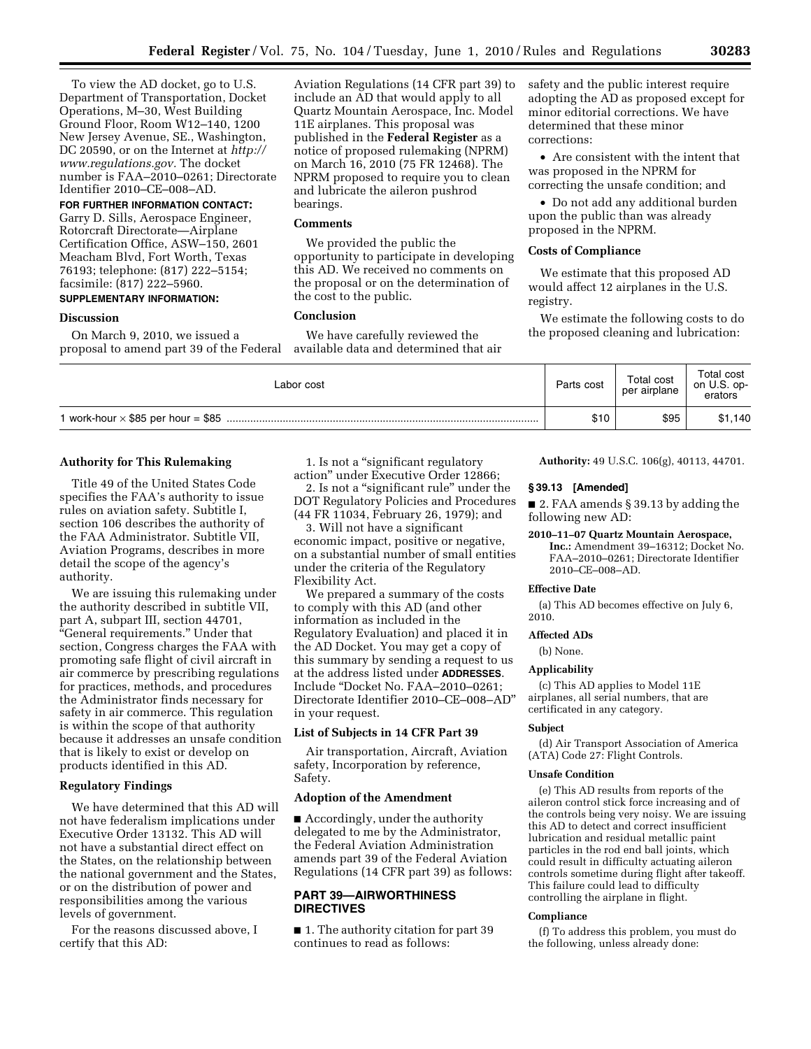To view the AD docket, go to U.S. Department of Transportation, Docket Operations, M–30, West Building Ground Floor, Room W12–140, 1200 New Jersey Avenue, SE., Washington, DC 20590, or on the Internet at *http://www.regulations.gov.* The docket number is FAA–2010–0261; Directorate Identifier 2010–CE–008–AD.

**FOR FURTHER INFORMATION CONTACT:** Garry D. Sills, Aerospace Engineer, Rotorcraft Directorate—Airplane Certification Office, ASW–150, 2601 Meacham Blvd, Fort Worth, Texas 76193; telephone: (817) 222–5154; facsimile: (817) 222–5960.

**SUPPLEMENTARY INFORMATION:**

### Discussion

On March 9, 2010, we issued a proposal to amend part 39 of the Federal Aviation Regulations (14 CFR part 39) to include an AD that would apply to all Quartz Mountain Aerospace, Inc. Model 11E airplanes. This proposal was published in the **Federal Register** as a notice of proposed rulemaking (NPRM) on March 16, 2010 (75 FR 12468). The NPRM proposed to require you to clean and lubricate the aileron pushrod bearings.

### Comments

We provided the public the opportunity to participate in developing this AD. We received no comments on the proposal or on the determination of the cost to the public.

### Conclusion

We have carefully reviewed the available data and determined that air safety and the public interest require adopting the AD as proposed except for minor editorial corrections. We have determined that these minor corrections:

- Are consistent with the intent that was proposed in the NPRM for correcting the unsafe condition; and
- Do not add any additional burden upon the public than was already proposed in the NPRM.

### Costs of Compliance

We estimate that this proposed AD would affect 12 airplanes in the U.S. registry.

We estimate the following costs to do the proposed cleaning and lubrication:

| Labor cost | Parts cost | Total cost per airplane | Total cost on U.S. operators |
|---|---|---|---|
| 1 work-hour × $85 per hour = $85 | $10 | $95 | $1,140 |

### Authority for This Rulemaking

Title 49 of the United States Code specifies the FAA's authority to issue rules on aviation safety. Subtitle I, section 106 describes the authority of the FAA Administrator. Subtitle VII, Aviation Programs, describes in more detail the scope of the agency's authority.

We are issuing this rulemaking under the authority described in subtitle VII, part A, subpart III, section 44701, "General requirements." Under that section, Congress charges the FAA with promoting safe flight of civil aircraft in air commerce by prescribing regulations for practices, methods, and procedures the Administrator finds necessary for safety in air commerce. This regulation is within the scope of that authority because it addresses an unsafe condition that is likely to exist or develop on products identified in this AD.

### Regulatory Findings

We have determined that this AD will not have federalism implications under Executive Order 13132. This AD will not have a substantial direct effect on the States, on the relationship between the national government and the States, or on the distribution of power and responsibilities among the various levels of government.

For the reasons discussed above, I certify that this AD:

1. Is not a "significant regulatory action" under Executive Order 12866;
2. Is not a "significant rule" under the DOT Regulatory Policies and Procedures (44 FR 11034, February 26, 1979); and
3. Will not have a significant economic impact, positive or negative, on a substantial number of small entities under the criteria of the Regulatory Flexibility Act.

We prepared a summary of the costs to comply with this AD (and other information as included in the Regulatory Evaluation) and placed it in the AD Docket. You may get a copy of this summary by sending a request to us at the address listed under **ADDRESSES**. Include "Docket No. FAA–2010–0261; Directorate Identifier 2010–CE–008–AD" in your request.

### List of Subjects in 14 CFR Part 39

Air transportation, Aircraft, Aviation safety, Incorporation by reference, Safety.

### Adoption of the Amendment

■ Accordingly, under the authority delegated to me by the Administrator, the Federal Aviation Administration amends part 39 of the Federal Aviation Regulations (14 CFR part 39) as follows:

## PART 39—AIRWORTHINESS DIRECTIVES

■ 1. The authority citation for part 39 continues to read as follows:

**Authority:** 49 U.S.C. 106(g), 40113, 44701.

### § 39.13 [Amended]

■ 2. FAA amends § 39.13 by adding the following new AD:

**2010–11–07 Quartz Mountain Aerospace, Inc.:** Amendment 39–16312; Docket No. FAA–2010–0261; Directorate Identifier 2010–CE–008–AD.

#### Effective Date

(a) This AD becomes effective on July 6, 2010.

#### Affected ADs

(b) None.

#### Applicability

(c) This AD applies to Model 11E airplanes, all serial numbers, that are certificated in any category.

#### Subject

(d) Air Transport Association of America (ATA) Code 27: Flight Controls.

#### Unsafe Condition

(e) This AD results from reports of the aileron control stick force increasing and of the controls being very noisy. We are issuing this AD to detect and correct insufficient lubrication and residual metallic paint particles in the rod end ball joints, which could result in difficulty actuating aileron controls sometime during flight after takeoff. This failure could lead to difficulty controlling the airplane in flight.

#### Compliance

(f) To address this problem, you must do the following, unless already done: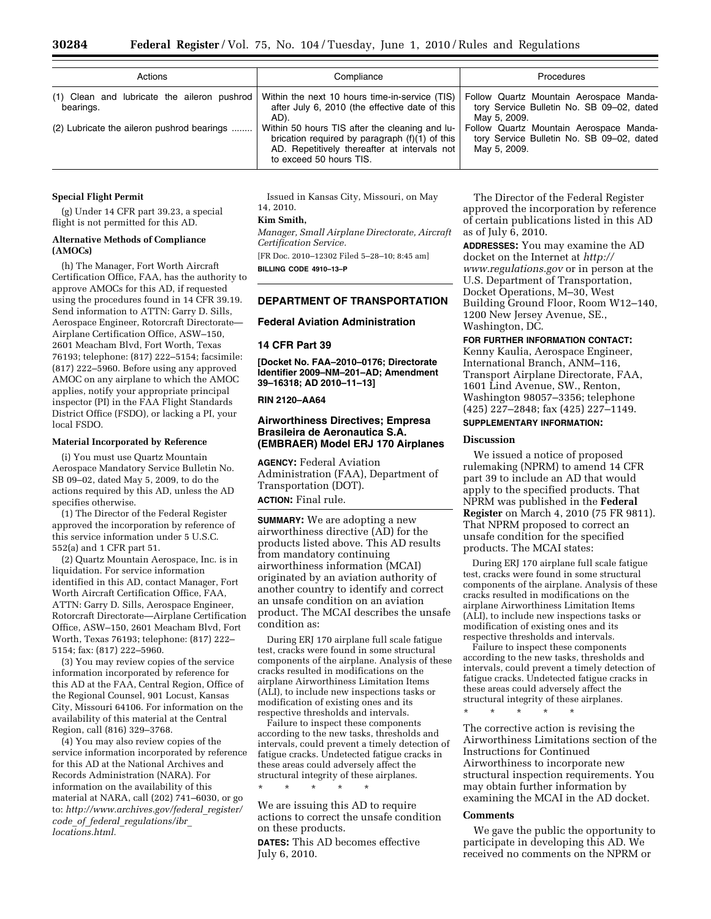| Actions | Compliance | Procedures |
|---|---|---|
| (1) Clean and lubricate the aileron pushrod bearings. | Within the next 10 hours time-in-service (TIS) after July 6, 2010 (the effective date of this AD). | Follow Quartz Mountain Aerospace Mandatory Service Bulletin No. SB 09–02, dated May 5, 2009. |
| (2) Lubricate the aileron pushrod bearings ........ | Within 50 hours TIS after the cleaning and lubrication required by paragraph (f)(1) of this AD. Repetitively thereafter at intervals not to exceed 50 hours TIS. | Follow Quartz Mountain Aerospace Mandatory Service Bulletin No. SB 09–02, dated May 5, 2009. |

**Special Flight Permit**

(g) Under 14 CFR part 39.23, a special flight is not permitted for this AD.

**Alternative Methods of Compliance (AMOCs)**

(h) The Manager, Fort Worth Aircraft Certification Office, FAA, has the authority to approve AMOCs for this AD, if requested using the procedures found in 14 CFR 39.19. Send information to ATTN: Garry D. Sills, Aerospace Engineer, Rotorcraft Directorate—Airplane Certification Office, ASW–150, 2601 Meacham Blvd, Fort Worth, Texas 76193; telephone: (817) 222–5154; facsimile: (817) 222–5960. Before using any approved AMOC on any airplane to which the AMOC applies, notify your appropriate principal inspector (PI) in the FAA Flight Standards District Office (FSDO), or lacking a PI, your local FSDO.

**Material Incorporated by Reference**

(i) You must use Quartz Mountain Aerospace Mandatory Service Bulletin No. SB 09–02, dated May 5, 2009, to do the actions required by this AD, unless the AD specifies otherwise.

(1) The Director of the Federal Register approved the incorporation by reference of this service information under 5 U.S.C. 552(a) and 1 CFR part 51.

(2) Quartz Mountain Aerospace, Inc. is in liquidation. For service information identified in this AD, contact Manager, Fort Worth Aircraft Certification Office, FAA, ATTN: Garry D. Sills, Aerospace Engineer, Rotorcraft Directorate—Airplane Certification Office, ASW–150, 2601 Meacham Blvd, Fort Worth, Texas 76193; telephone: (817) 222–5154; fax: (817) 222–5960.

(3) You may review copies of the service information incorporated by reference for this AD at the FAA, Central Region, Office of the Regional Counsel, 901 Locust, Kansas City, Missouri 64106. For information on the availability of this material at the Central Region, call (816) 329–3768.

(4) You may also review copies of the service information incorporated by reference for this AD at the National Archives and Records Administration (NARA). For information on the availability of this material at NARA, call (202) 741–6030, or go to: *http://www.archives.gov/federal_register/code_of_federal_regulations/ibr_locations.html.*

Issued in Kansas City, Missouri, on May 14, 2010.

**Kim Smith,**

*Manager, Small Airplane Directorate, Aircraft Certification Service.*

[FR Doc. 2010–12302 Filed 5–28–10; 8:45 am]

**BILLING CODE 4910–13–P**

## DEPARTMENT OF TRANSPORTATION

## Federal Aviation Administration

## 14 CFR Part 39

**[Docket No. FAA–2010–0176; Directorate Identifier 2009–NM–201–AD; Amendment 39–16318; AD 2010–11–13]**

**RIN 2120–AA64**

## Airworthiness Directives; Empresa Brasileira de Aeronautica S.A. (EMBRAER) Model ERJ 170 Airplanes

**AGENCY:** Federal Aviation Administration (FAA), Department of Transportation (DOT).

**ACTION:** Final rule.

**SUMMARY:** We are adopting a new airworthiness directive (AD) for the products listed above. This AD results from mandatory continuing airworthiness information (MCAI) originated by an aviation authority of another country to identify and correct an unsafe condition on an aviation product. The MCAI describes the unsafe condition as:

During ERJ 170 airplane full scale fatigue test, cracks were found in some structural components of the airplane. Analysis of these cracks resulted in modifications on the airplane Airworthiness Limitation Items (ALI), to include new inspections tasks or modification of existing ones and its respective thresholds and intervals.

Failure to inspect these components according to the new tasks, thresholds and intervals, could prevent a timely detection of fatigue cracks. Undetected fatigue cracks in these areas could adversely affect the structural integrity of these airplanes.

\* \* \* \* \*

We are issuing this AD to require actions to correct the unsafe condition on these products.

**DATES:** This AD becomes effective July 6, 2010.

The Director of the Federal Register approved the incorporation by reference of certain publications listed in this AD as of July 6, 2010.

**ADDRESSES:** You may examine the AD docket on the Internet at *http://www.regulations.gov* or in person at the U.S. Department of Transportation, Docket Operations, M–30, West Building Ground Floor, Room W12–140, 1200 New Jersey Avenue, SE., Washington, DC.

**FOR FURTHER INFORMATION CONTACT:** Kenny Kaulia, Aerospace Engineer, International Branch, ANM–116, Transport Airplane Directorate, FAA, 1601 Lind Avenue, SW., Renton, Washington 98057–3356; telephone (425) 227–2848; fax (425) 227–1149.

**SUPPLEMENTARY INFORMATION:**

**Discussion**

We issued a notice of proposed rulemaking (NPRM) to amend 14 CFR part 39 to include an AD that would apply to the specified products. That NPRM was published in the **Federal Register** on March 4, 2010 (75 FR 9811). That NPRM proposed to correct an unsafe condition for the specified products. The MCAI states:

During ERJ 170 airplane full scale fatigue test, cracks were found in some structural components of the airplane. Analysis of these cracks resulted in modifications on the airplane Airworthiness Limitation Items (ALI), to include new inspections tasks or modification of existing ones and its respective thresholds and intervals.

Failure to inspect these components according to the new tasks, thresholds and intervals, could prevent a timely detection of fatigue cracks. Undetected fatigue cracks in these areas could adversely affect the structural integrity of these airplanes.

\* \* \* \* \*

The corrective action is revising the Airworthiness Limitations section of the Instructions for Continued Airworthiness to incorporate new structural inspection requirements. You may obtain further information by examining the MCAI in the AD docket.

**Comments**

We gave the public the opportunity to participate in developing this AD. We received no comments on the NPRM or